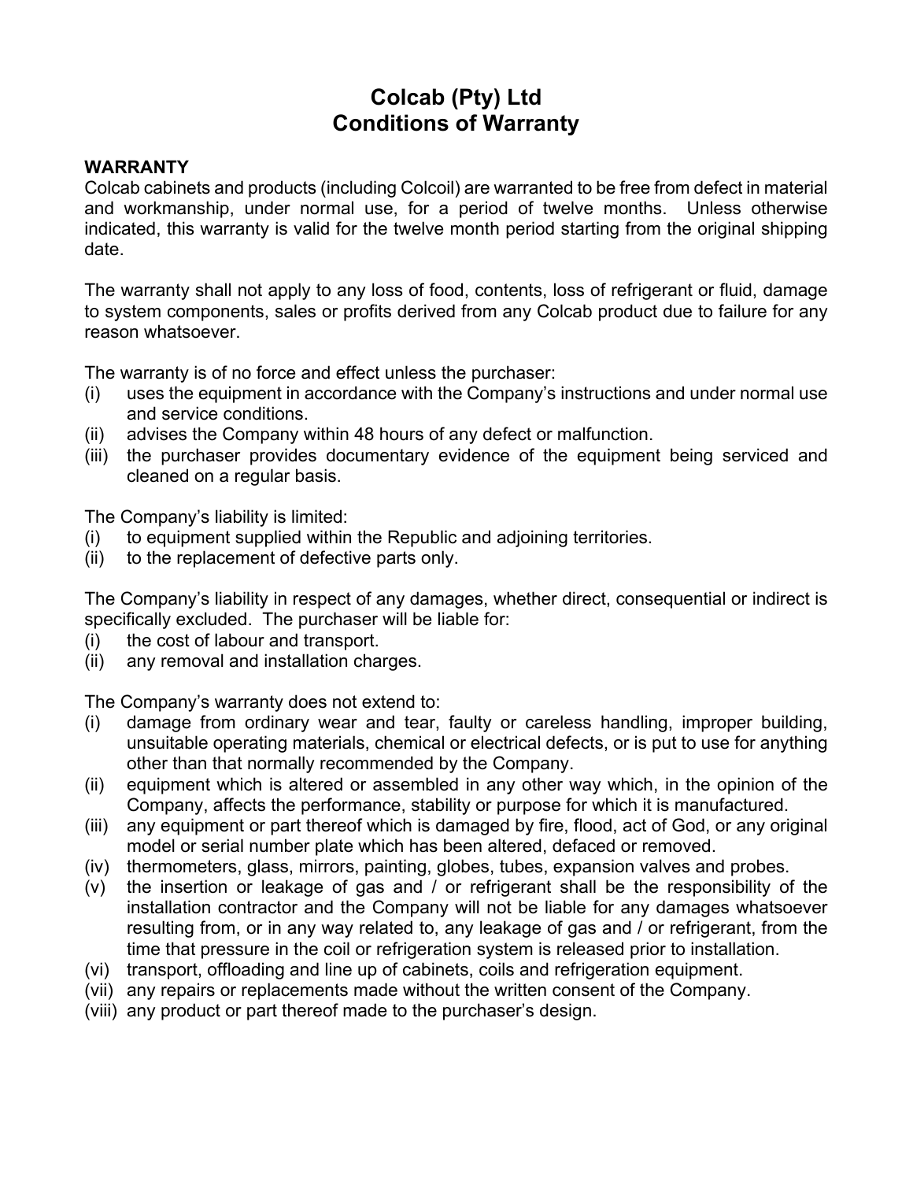# Colcab (Pty) Ltd
# Conditions of Warranty

**WARRANTY**

Colcab cabinets and products (including Colcoil) are warranted to be free from defect in material and workmanship, under normal use, for a period of twelve months. Unless otherwise indicated, this warranty is valid for the twelve month period starting from the original shipping date.

The warranty shall not apply to any loss of food, contents, loss of refrigerant or fluid, damage to system components, sales or profits derived from any Colcab product due to failure for any reason whatsoever.

The warranty is of no force and effect unless the purchaser:

(i) uses the equipment in accordance with the Company's instructions and under normal use and service conditions.
(ii) advises the Company within 48 hours of any defect or malfunction.
(iii) the purchaser provides documentary evidence of the equipment being serviced and cleaned on a regular basis.

The Company's liability is limited:

(i) to equipment supplied within the Republic and adjoining territories.
(ii) to the replacement of defective parts only.

The Company's liability in respect of any damages, whether direct, consequential or indirect is specifically excluded. The purchaser will be liable for:

(i) the cost of labour and transport.
(ii) any removal and installation charges.

The Company's warranty does not extend to:

(i) damage from ordinary wear and tear, faulty or careless handling, improper building, unsuitable operating materials, chemical or electrical defects, or is put to use for anything other than that normally recommended by the Company.
(ii) equipment which is altered or assembled in any other way which, in the opinion of the Company, affects the performance, stability or purpose for which it is manufactured.
(iii) any equipment or part thereof which is damaged by fire, flood, act of God, or any original model or serial number plate which has been altered, defaced or removed.
(iv) thermometers, glass, mirrors, painting, globes, tubes, expansion valves and probes.
(v) the insertion or leakage of gas and / or refrigerant shall be the responsibility of the installation contractor and the Company will not be liable for any damages whatsoever resulting from, or in any way related to, any leakage of gas and / or refrigerant, from the time that pressure in the coil or refrigeration system is released prior to installation.
(vi) transport, offloading and line up of cabinets, coils and refrigeration equipment.
(vii) any repairs or replacements made without the written consent of the Company.
(viii) any product or part thereof made to the purchaser's design.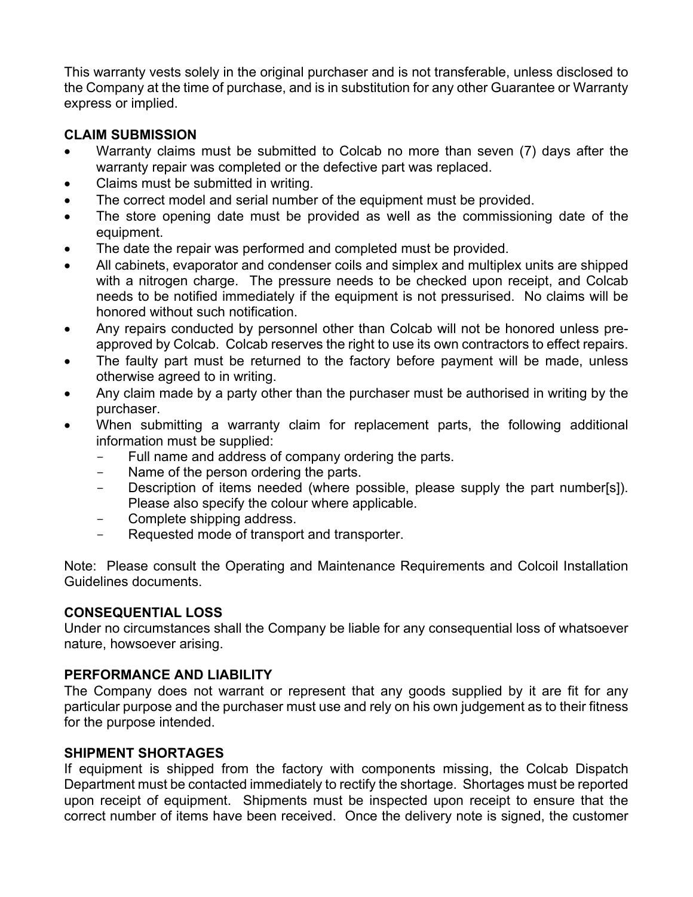This warranty vests solely in the original purchaser and is not transferable, unless disclosed to the Company at the time of purchase, and is in substitution for any other Guarantee or Warranty express or implied.

**CLAIM SUBMISSION**

- Warranty claims must be submitted to Colcab no more than seven (7) days after the warranty repair was completed or the defective part was replaced.
- Claims must be submitted in writing.
- The correct model and serial number of the equipment must be provided.
- The store opening date must be provided as well as the commissioning date of the equipment.
- The date the repair was performed and completed must be provided.
- All cabinets, evaporator and condenser coils and simplex and multiplex units are shipped with a nitrogen charge. The pressure needs to be checked upon receipt, and Colcab needs to be notified immediately if the equipment is not pressurised. No claims will be honored without such notification.
- Any repairs conducted by personnel other than Colcab will not be honored unless pre-approved by Colcab. Colcab reserves the right to use its own contractors to effect repairs.
- The faulty part must be returned to the factory before payment will be made, unless otherwise agreed to in writing.
- Any claim made by a party other than the purchaser must be authorised in writing by the purchaser.
- When submitting a warranty claim for replacement parts, the following additional information must be supplied:
  - Full name and address of company ordering the parts.
  - Name of the person ordering the parts.
  - Description of items needed (where possible, please supply the part number[s]). Please also specify the colour where applicable.
  - Complete shipping address.
  - Requested mode of transport and transporter.

Note: Please consult the Operating and Maintenance Requirements and Colcoil Installation Guidelines documents.

**CONSEQUENTIAL LOSS**

Under no circumstances shall the Company be liable for any consequential loss of whatsoever nature, howsoever arising.

**PERFORMANCE AND LIABILITY**

The Company does not warrant or represent that any goods supplied by it are fit for any particular purpose and the purchaser must use and rely on his own judgement as to their fitness for the purpose intended.

**SHIPMENT SHORTAGES**

If equipment is shipped from the factory with components missing, the Colcab Dispatch Department must be contacted immediately to rectify the shortage. Shortages must be reported upon receipt of equipment. Shipments must be inspected upon receipt to ensure that the correct number of items have been received. Once the delivery note is signed, the customer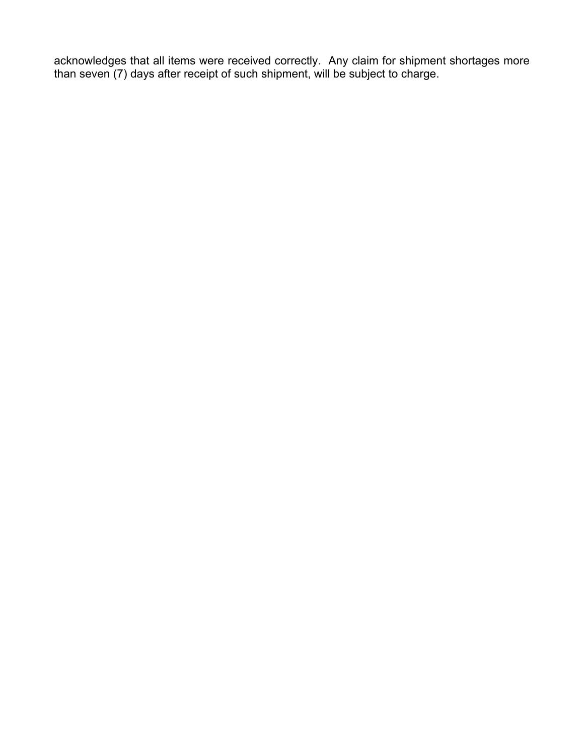acknowledges that all items were received correctly. Any claim for shipment shortages more than seven (7) days after receipt of such shipment, will be subject to charge.